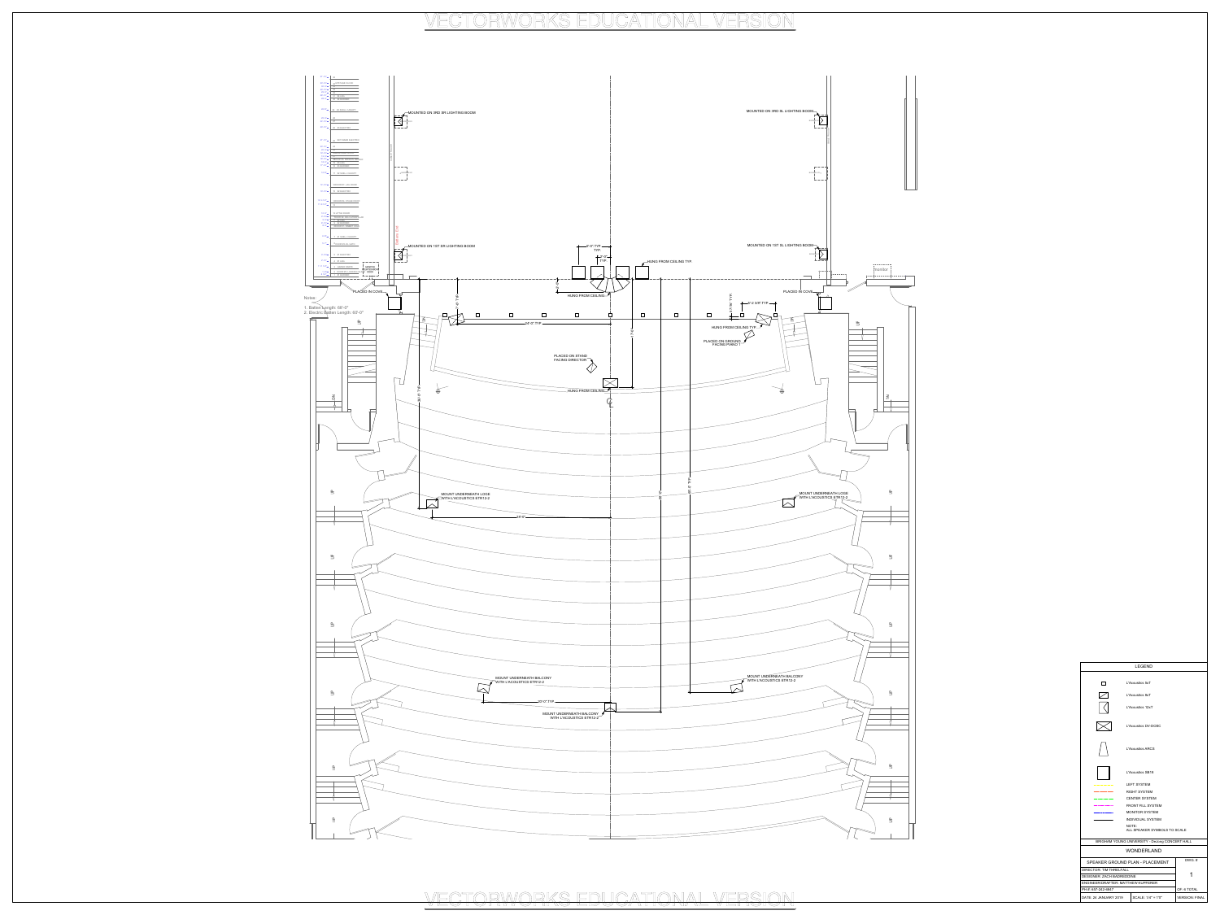MOUNTED ON 3RD SR LIGHTING BOOM

MOUNTED ON 3RD SL LIGHTING BOOM

MOUNTED ON 1ST SR LIGHTING BOOM

MOUNTED ON 1ST SL LIGHTING BOOM

HUNG FROM CEILING TYP.

PLACED IN COVE

PLACED IN COVE

HUNG FROM CEILING

HUNG FROM CEILING TYP.

PLACED ON GROUND FACING PIANO 1

PLACED ON STAND FACING DIRECTOR

HUNG FROM CEILING

MOUNT UNDERNEATH LOGE WITH L'ACOUSTICS ETR12-2

MOUNT UNDERNEATH LOGE WITH L'ACOUSTICS ETR12-2

MOUNT UNDERNEATH BALCONY WITH L'ACOUSTICS ETR12-2

MOUNT UNDERNEATH BALCONY WITH L'ACOUSTICS ETR12-2

MOUNT UNDERNEATH BALCONY WITH L'ACOUSTICS ETR12-2

Monitor

Notes:

1. Batten Length: 68'-0"
2. Electric Batten Length: 60'-0"

## LEGEND

- L'Acoustics 5xT
- L'Acoustics 8xT
- L'Acoustics 12xT
- L'Acoustics DV-DOSC
- L'Acoustics ARCS
- L'Acoustics SB18
- LEFT SYSTEM
- RIGHT SYSTEM
- CENTER SYSTEM
- FRONT FILL SYSTEM
- MONITOR SYSTEM
- INDIVIDUAL SYSTEM

NOTE: ALL SPEAKER SYMBOLS TO SCALE

| BRIGHAM YOUNG UNIVERSITY - DeJong CONCERT HALL | | |
|---|---|---|
| WONDERLAND | | |
| SPEAKER GROUND PLAN - PLACEMENT | | DWG. # |
| DIRECTOR: TIM THRELFALL | | 1 |
| DESIGNER: ZACH MADRIGONE | | |
| ENGINEER/DRAFTER: MATTHEW KUPPERER | | |
| PH #: 637-362-6867 | | OF: 6 TOTAL |
| DATE: 26 JANUARY 2019 | SCALE: 1/4" = 1'0" | VERSION: FINAL |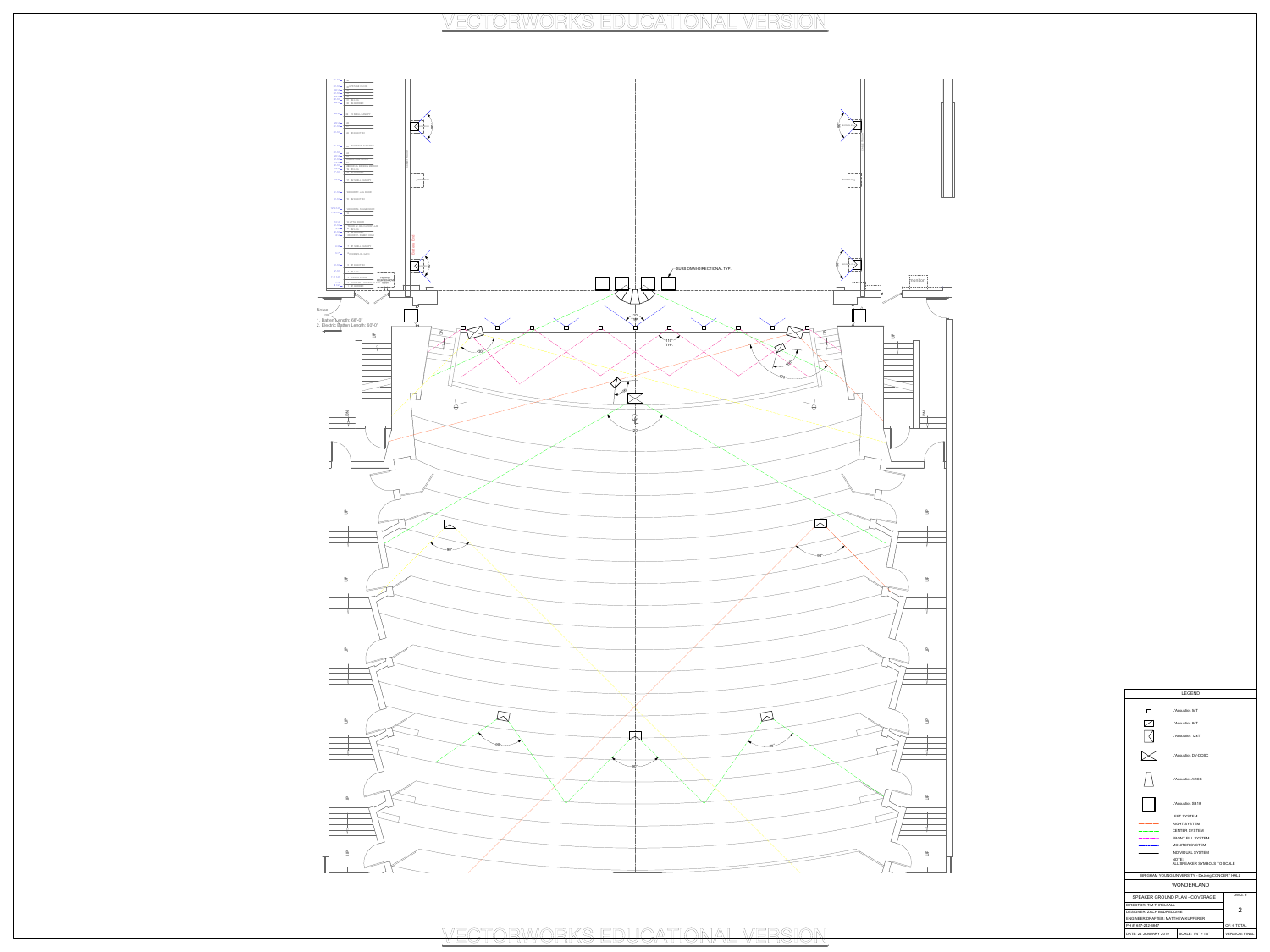VECTORWORKS EDUCATIONAL VERSION

SUBS OMNI-DIRECTIONAL TYP.

Notes:
1. Batten Length: 68'-0"
2. Electric Batten Length: 60'-0"

## LEGEND

- L'Acoustics 5xT
- L'Acoustics 8xT
- L'Acoustics 12xT
- L'Acoustics DV-DOSC
- L'Acoustics ARCS
- L'Acoustics SB18
- LEFT SYSTEM
- RIGHT SYSTEM
- CENTER SYSTEM
- FRONT FILL SYSTEM
- MONITOR SYSTEM
- INDIVIDUAL SYSTEM

NOTE:
ALL SPEAKER SYMBOLS TO SCALE

| BRIGHAM YOUNG UNIVERSITY - De Jong CONCERT HALL | | |
|---|---|---|
| WONDERLAND | | |
| SPEAKER GROUND PLAN - COVERAGE | | DWG. # |
| DIRECTOR: TIM THRELFALL | | 2 |
| DESIGNER: ZACH BADREDDINE | | |
| ENGINEER/DRAFTER: MATTHEW KUPFERER | | |
| PH #: 637-362-6847 | | OF: 6 TOTAL |
| DATE: 24 JANUARY 2019 | SCALE: 1/4" = 1'0" | VERSION: FINAL |

VECTORWORKS EDUCATIONAL VERSION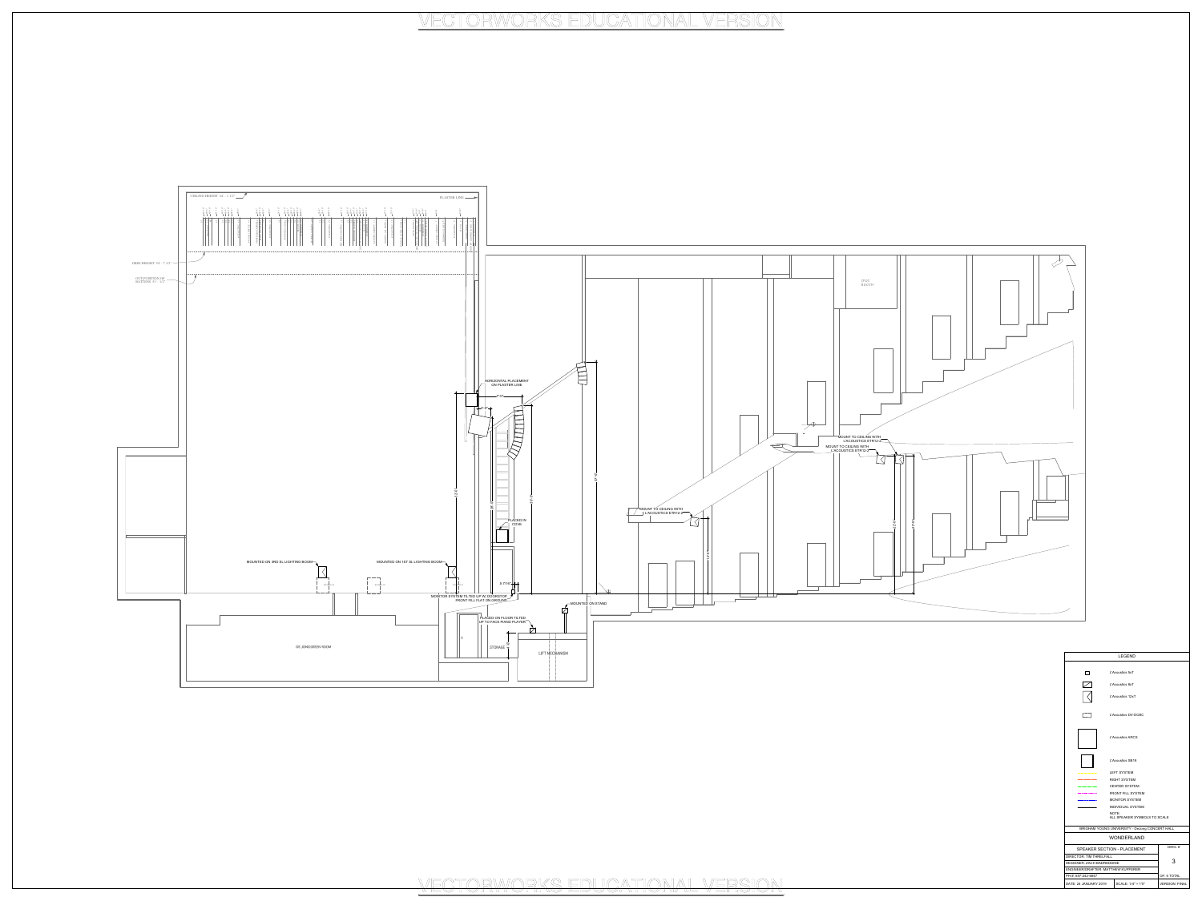VECTORWORKS EDUCATIONAL VERSION

CEILING HEIGHT 44' - 1 1/2"

PLASTER LINE

GRID HEIGHT 34' - 7 1/2"

OUT POSITION OF BATTENS 31' - 1/2"

HORIZONTAL PLACEMENT ON PLASTER LINE

PLACED IN COVE

MOUNTED ON 3RD SL LIGHTING BOOM

MOUNTED ON 1ST SL LIGHTING BOOM

MONITOR SYSTEM TILTED UP W/ DOORSTOP

FRONT FILL FLAT ON GROUND

MOUNTED ON STAND

PLACED ON FLOOR TILTED UP TO FACE PIANO PLAYER

STORAGE

LIFT MECHANISM

DR. JONS/GREEN ROOM

MOUNT TO CEILING WITH L'ACOUSTICS ETR12-2

MOUNT TO CEILING WITH L'ACOUSTICS ETR12-2

MOUNT TO CEILING WITH L'ACOUSTICS ETR12-2

LP/SV BOOTH

## LEGEND

- L'Acoustics 5xT
- L'Acoustics 8xT
- L'Acoustics 12xT
- L'Acoustics DV-DOSC
- L'Acoustics ARCS
- L'Acoustics SB18
- LEFT SYSTEM
- RIGHT SYSTEM
- CENTER SYSTEM
- FRONT FILL SYSTEM
- MONITOR SYSTEM
- INDIVIDUAL SYSTEM

NOTE: ALL SPEAKER SYMBOLS TO SCALE

| BRIGHAM YOUNG UNIVERSITY - DeJong CONCERT HALL | | |
|---|---|---|
| WONDERLAND | | |
| SPEAKER SECTION - PLACEMENT | | DWG. # 3 |
| DIRECTOR: TIM THRELFALL | | |
| DESIGNER: ZACH BADREDDINE | | |
| ENGINEER/DRAFTER: MATTHEW KUPFERER | | |
| PH #: 657-262-6847 | | OF: 6 TOTAL |
| DATE: 24 JANUARY 2019 | SCALE: 1/4" = 1'0" | VERSION: FINAL |

VECTORWORKS EDUCATIONAL VERSION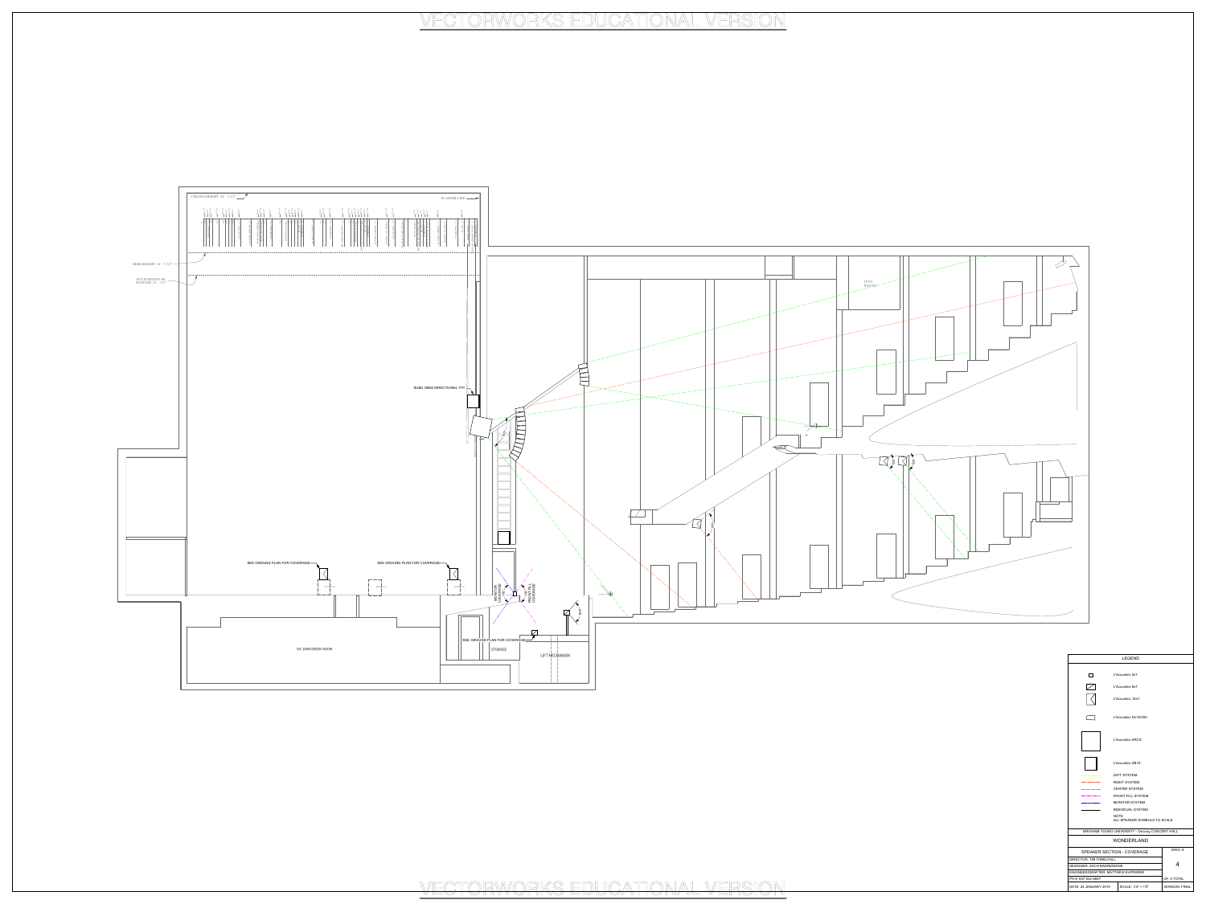VECTORWORKS EDUCATIONAL VERSION

CEILING HEIGHT 64' - 1 1/2"

PLASTER LINE

GRID HEIGHT 54' - 7 1/2"

OUT POSITION OF BATTENS 51' - 1/2"

SUBS OMNI DIRECTIONAL TYP.

SEE GROUND PLAN FOR COVERAGE

SEE GROUND PLAN FOR COVERAGE

SEE GROUND PLAN FOR COVERAGE

MONITOR COVERAGE

FRONT FILL COVERAGE

DE JONG/GREEN ROOM

STORAGE

LIFT MECHANISM

## LEGEND

- L'Acoustics 5xT
- L'Acoustics 8xT
- L'Acoustics 12xT
- L'Acoustics DV-DOSC
- L'Acoustics ARCS
- L'Acoustics SB18
- LEFT SYSTEM
- RIGHT SYSTEM
- CENTER SYSTEM
- FRONT FILL SYSTEM
- MONITOR SYSTEM
- INDIVIDUAL SYSTEM

NOTE: ALL SPEAKER SYMBOLS TO SCALE

| BRIGHAM YOUNG UNIVERSITY - DeJong CONCERT HALL | |
|---|---|
| WONDERLAND | |
| SPEAKER SECTION - COVERAGE | DWG. # 4 |
| DIRECTOR: TIM THRELFALL | |
| DESIGNER: ZACH BADRESDINE | |
| ENGINEER/DRAFTER: MATTHEW KUPFERER | |
| PH #: 637-262-6847 | OF: 6 TOTAL |
| DATE: 26 JANUARY 2019 / SCALE: 1/4" = 1'0" | VERSION: FINAL |

VECTORWORKS EDUCATIONAL VERSION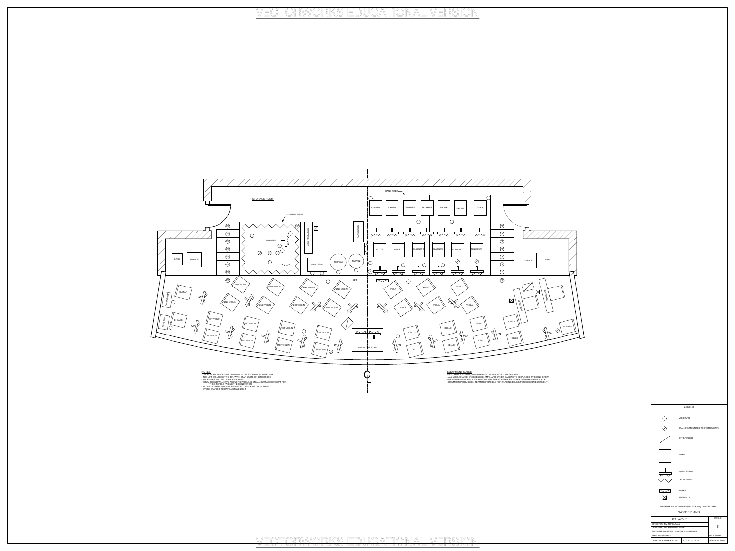VECTORWORKS EDUCATIONAL VERSION

STORAGE ROOM

DRUM RISER

DRUMSET

MALLET/GLOCK

BASS DRUM

AUX PERC.

TIMPANI

TIMPANI

LIFT

BAND RISER

F. HORN | F. HORN | TRUMPET | TRUMPET | T-BONE | T-BONE | TUBA

FLUTE | OBOE | CLARINET 1 | CLARINET 2 | ALTO SAX | TENOR SAX

LA4X | SD RACK

D-RACK | LA4X

GUITAR AMP | GUITAR

BASS AMP | E. BASS

2ND VIOLIN | 2ND VIOLIN | 2ND VIOLIN | 2ND VIOLIN | 2ND VIOLIN | 2ND VIOLIN | 2ND VIOLIN | 2ND VIOLIN

1ST VIOLIN | 1ST VIOLIN | 1ST VIOLIN | 1ST VIOLIN | 1ST VIOLIN | 1ST VIOLIN | 1ST VIOLIN | 1ST VIOLIN

VIOLA | VIOLA | VIOLA | VIOLA | VIOLA | VIOLA

CELLO | CELLO | CELLO | CELLO | CELLO | CELLO | CELLO | CELLO

KEYBOARD | KEYBOARD

A. BASS

CONDUCTOR STAND

CL

NOTES:
- THE ELEVATION FOR THIS DRAWING IS THE STORAGE ROOM FLOOR
- THE LIFT WILL BE SET TO 4'0", WITH STAIR UNITS ON EITHER SIDE
- ALL RISERS WILL BE 1'0"H x 8'W x 3'0"D
- DRUM SHIELD WILL HAVE ACOUSTIC PANELING ON ALL SURFACES EXCEPT FOR THE 3 PANELS FACING THE CONDUCTOR
- ACOUSTIC PANELING WILL BE PLACED ON TOP OF DRUM SHIELD
- EVERY STAND IS TO HAVE A STAND LIGHT

EQUIPMENT NOTES:
- ALL CHAIRS, STANDS AND RISERS TO BE PLACED BY STAGE CREW
- ALL MICS, SNAKES, STAGEBOXES, AMPS, AND OTHER CABLING TO BE PLACED BY SOUND CREW
- DESIGNER WILL CHECK MICROPHONE PLACEMENT AFTER ALL OTHER GEAR HAS BEEN PLACED
- DRUMMER/PERCUSSION TEAM RESPONSIBLE FOR PLACING DRUMS/PERCUSSION EQUIPMENT

| LEGEND | |
|---|---|
| ○ | MIC STAND |
| ⊘ | DPA 4099 (MOUNTED TO INSTRUMENT) |
| ⧄ | EXT SPEAKER |
| ▭ | CHAIR |
| ⊥ | MUSIC STAND |
| ⋁⋁ | DRUM SHIELD |
| ▭ | SNAKE |
| ⊠ | STEREO DI |

| BRIGHAM YOUNG UNIVERSITY - DeJong CONCERT HALL | | |
|---|---|---|
| WONDERLAND | | |
| PIT LAYOUT | | DWG. # |
| DIRECTOR: TIM THRELFALL | | 5 |
| DESIGNER: ZACH BADREDDINE | | |
| ENGINEER/DRAFTER: MATTHEW KUPFERER | | |
| PH #: 637-362-6847 | | OF 6 TOTAL |
| DATE: 26 JANUARY 2019 | SCALE: 1/2" = 1'0" | VERSION: FINAL |

VECTORWORKS EDUCATIONAL VERSION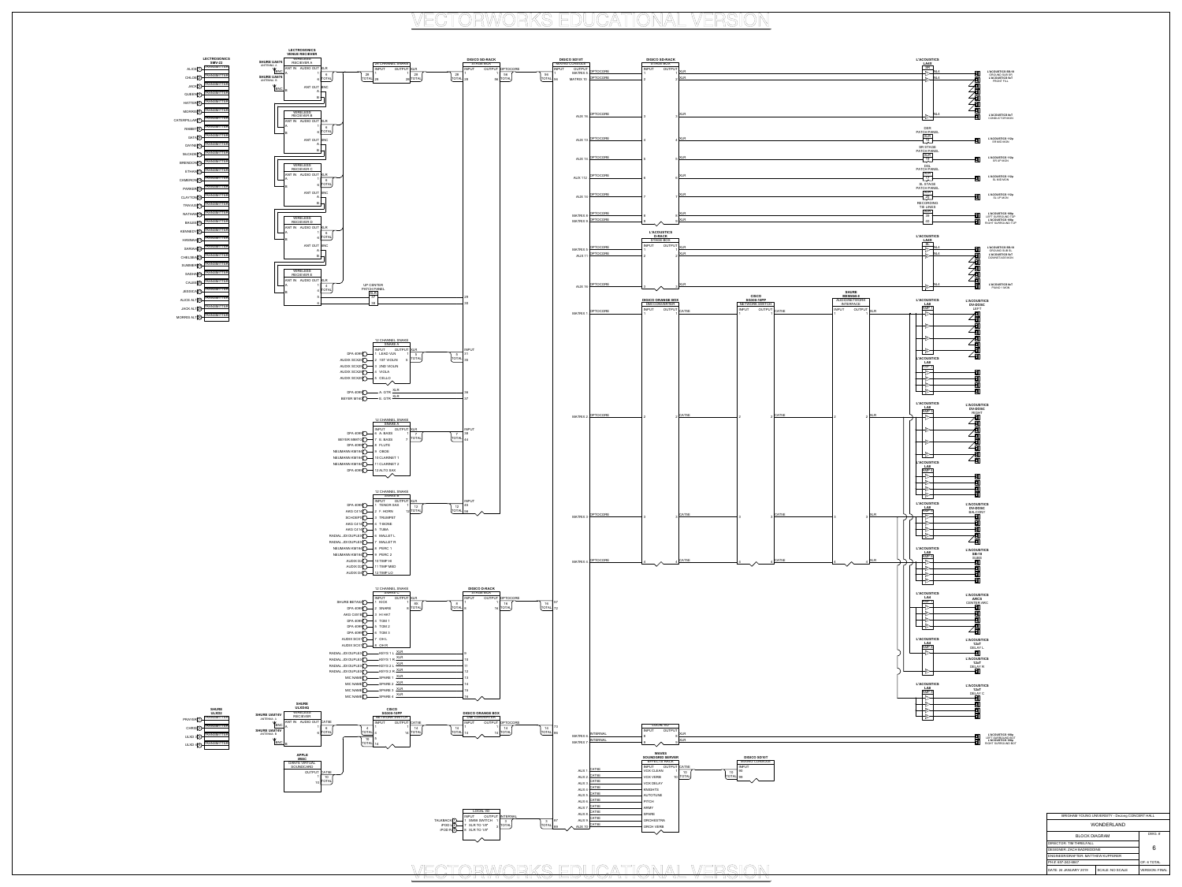VECTORWORKS EDUCATIONAL VERSION

| | |
|---|---|
| BRIGHAM YOUNG UNIVERSITY - DeJong CONCERT HALL | |
| WONDERLAND | |
| BLOCK DIAGRAM | DRWG. # |
| DIRECTOR: TIM THRELFALL | 6 |
| DESIGNER: ZACH BADREDDINE | |
| ENGINEER/DRAFTER: MATTHEW KUPFERER | |
| PH #: 637-352-6867 | OF: 6 TOTAL |
| DATE: 26 JANUARY 2019 / SCALE: NO SCALE | VERSION: FINAL |

VECTORWORKS EDUCATIONAL VERSION